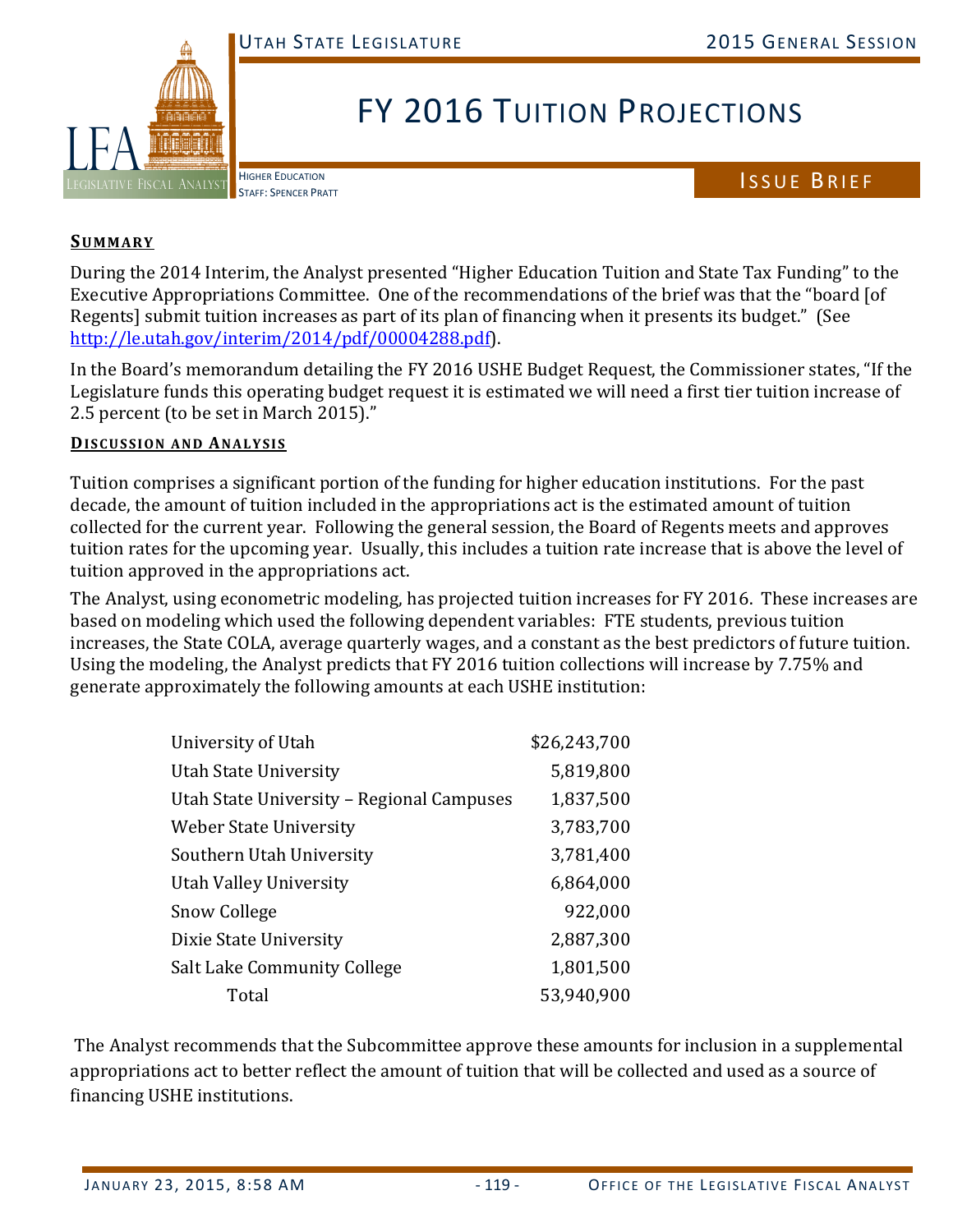# FY 2016 Tuition Projections

Higher Education
Staff: Spencer Pratt

Issue Brief

## Summary

During the 2014 Interim, the Analyst presented "Higher Education Tuition and State Tax Funding" to the Executive Appropriations Committee. One of the recommendations of the brief was that the "board [of Regents] submit tuition increases as part of its plan of financing when it presents its budget." (See http://le.utah.gov/interim/2014/pdf/00004288.pdf).

In the Board's memorandum detailing the FY 2016 USHE Budget Request, the Commissioner states, "If the Legislature funds this operating budget request it is estimated we will need a first tier tuition increase of 2.5 percent (to be set in March 2015)."

## Discussion and Analysis

Tuition comprises a significant portion of the funding for higher education institutions. For the past decade, the amount of tuition included in the appropriations act is the estimated amount of tuition collected for the current year. Following the general session, the Board of Regents meets and approves tuition rates for the upcoming year. Usually, this includes a tuition rate increase that is above the level of tuition approved in the appropriations act.

The Analyst, using econometric modeling, has projected tuition increases for FY 2016. These increases are based on modeling which used the following dependent variables: FTE students, previous tuition increases, the State COLA, average quarterly wages, and a constant as the best predictors of future tuition. Using the modeling, the Analyst predicts that FY 2016 tuition collections will increase by 7.75% and generate approximately the following amounts at each USHE institution:

| Institution | Amount |
|---|---|
| University of Utah | $26,243,700 |
| Utah State University | 5,819,800 |
| Utah State University – Regional Campuses | 1,837,500 |
| Weber State University | 3,783,700 |
| Southern Utah University | 3,781,400 |
| Utah Valley University | 6,864,000 |
| Snow College | 922,000 |
| Dixie State University | 2,887,300 |
| Salt Lake Community College | 1,801,500 |
| Total | 53,940,900 |

The Analyst recommends that the Subcommittee approve these amounts for inclusion in a supplemental appropriations act to better reflect the amount of tuition that will be collected and used as a source of financing USHE institutions.